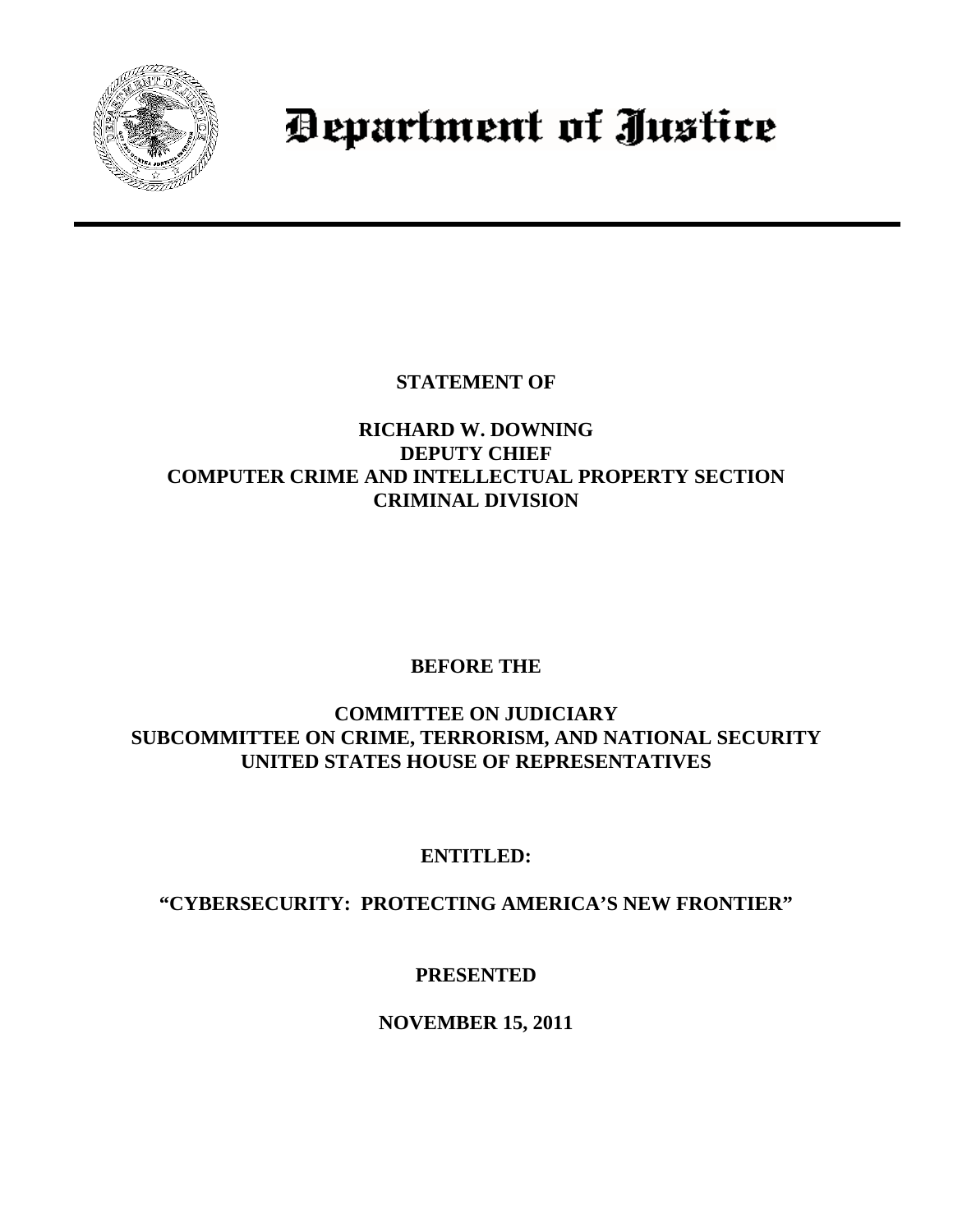# Department of Justice

**STATEMENT OF**

**RICHARD W. DOWNING**
**DEPUTY CHIEF**
**COMPUTER CRIME AND INTELLECTUAL PROPERTY SECTION**
**CRIMINAL DIVISION**

**BEFORE THE**

**COMMITTEE ON JUDICIARY**
**SUBCOMMITTEE ON CRIME, TERRORISM, AND NATIONAL SECURITY**
**UNITED STATES HOUSE OF REPRESENTATIVES**

**ENTITLED:**

**"CYBERSECURITY: PROTECTING AMERICA'S NEW FRONTIER"**

**PRESENTED**

**NOVEMBER 15, 2011**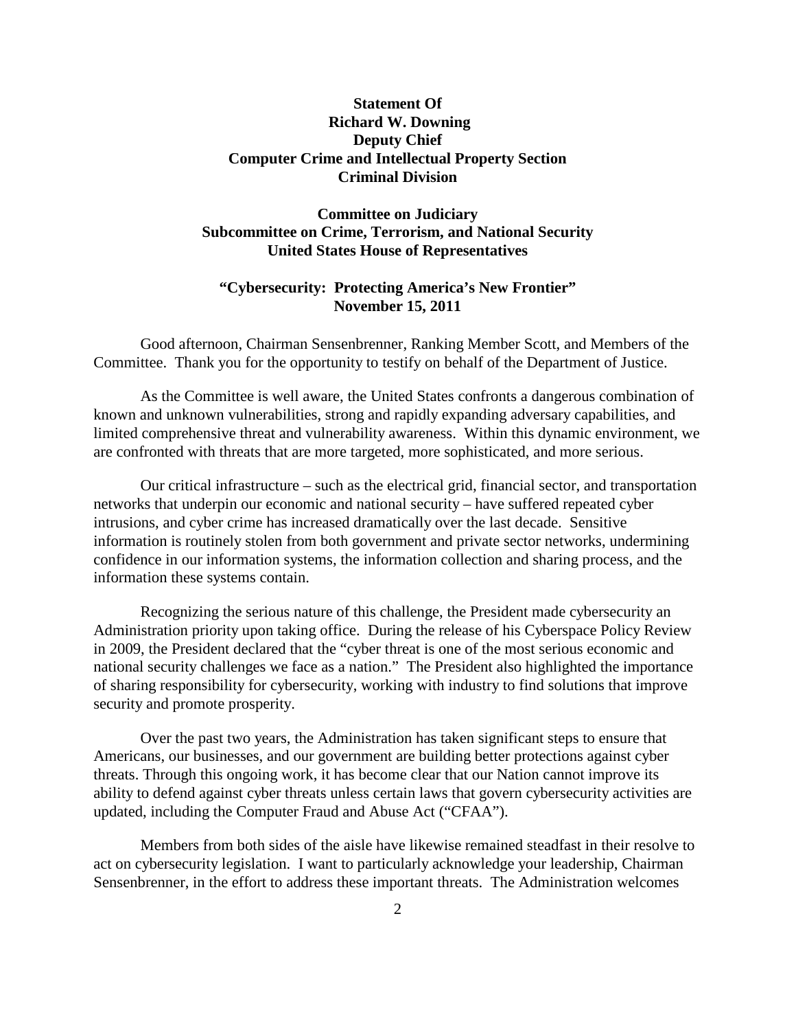**Statement Of**
**Richard W. Downing**
**Deputy Chief**
**Computer Crime and Intellectual Property Section**
**Criminal Division**

**Committee on Judiciary**
**Subcommittee on Crime, Terrorism, and National Security**
**United States House of Representatives**

**"Cybersecurity: Protecting America's New Frontier"**
**November 15, 2011**

Good afternoon, Chairman Sensenbrenner, Ranking Member Scott, and Members of the Committee. Thank you for the opportunity to testify on behalf of the Department of Justice.

As the Committee is well aware, the United States confronts a dangerous combination of known and unknown vulnerabilities, strong and rapidly expanding adversary capabilities, and limited comprehensive threat and vulnerability awareness. Within this dynamic environment, we are confronted with threats that are more targeted, more sophisticated, and more serious.

Our critical infrastructure – such as the electrical grid, financial sector, and transportation networks that underpin our economic and national security – have suffered repeated cyber intrusions, and cyber crime has increased dramatically over the last decade. Sensitive information is routinely stolen from both government and private sector networks, undermining confidence in our information systems, the information collection and sharing process, and the information these systems contain.

Recognizing the serious nature of this challenge, the President made cybersecurity an Administration priority upon taking office. During the release of his Cyberspace Policy Review in 2009, the President declared that the "cyber threat is one of the most serious economic and national security challenges we face as a nation." The President also highlighted the importance of sharing responsibility for cybersecurity, working with industry to find solutions that improve security and promote prosperity.

Over the past two years, the Administration has taken significant steps to ensure that Americans, our businesses, and our government are building better protections against cyber threats. Through this ongoing work, it has become clear that our Nation cannot improve its ability to defend against cyber threats unless certain laws that govern cybersecurity activities are updated, including the Computer Fraud and Abuse Act ("CFAA").

Members from both sides of the aisle have likewise remained steadfast in their resolve to act on cybersecurity legislation. I want to particularly acknowledge your leadership, Chairman Sensenbrenner, in the effort to address these important threats. The Administration welcomes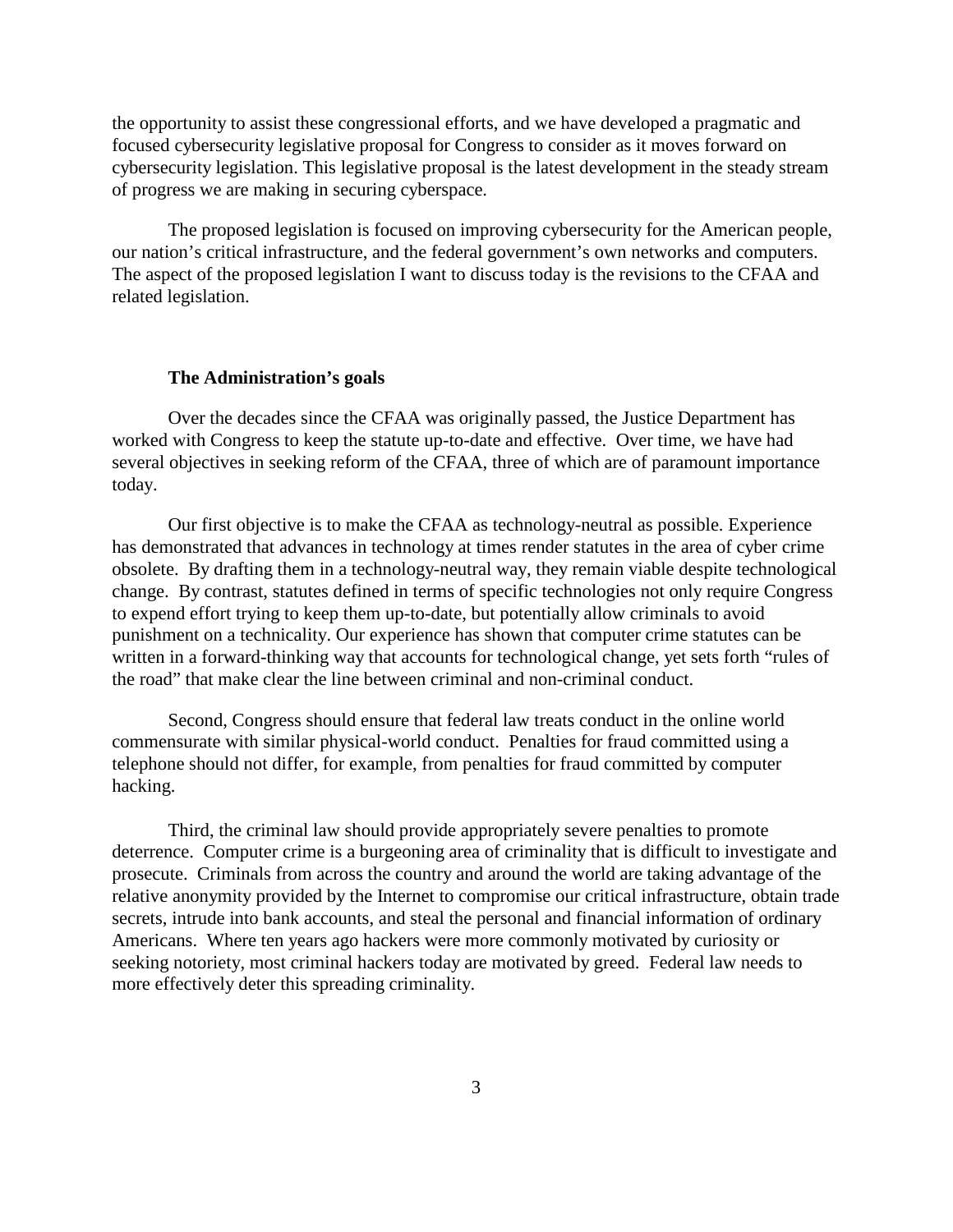the opportunity to assist these congressional efforts, and we have developed a pragmatic and focused cybersecurity legislative proposal for Congress to consider as it moves forward on cybersecurity legislation. This legislative proposal is the latest development in the steady stream of progress we are making in securing cyberspace.

The proposed legislation is focused on improving cybersecurity for the American people, our nation's critical infrastructure, and the federal government's own networks and computers. The aspect of the proposed legislation I want to discuss today is the revisions to the CFAA and related legislation.

**The Administration's goals**

Over the decades since the CFAA was originally passed, the Justice Department has worked with Congress to keep the statute up-to-date and effective. Over time, we have had several objectives in seeking reform of the CFAA, three of which are of paramount importance today.

Our first objective is to make the CFAA as technology-neutral as possible. Experience has demonstrated that advances in technology at times render statutes in the area of cyber crime obsolete. By drafting them in a technology-neutral way, they remain viable despite technological change. By contrast, statutes defined in terms of specific technologies not only require Congress to expend effort trying to keep them up-to-date, but potentially allow criminals to avoid punishment on a technicality. Our experience has shown that computer crime statutes can be written in a forward-thinking way that accounts for technological change, yet sets forth "rules of the road" that make clear the line between criminal and non-criminal conduct.

Second, Congress should ensure that federal law treats conduct in the online world commensurate with similar physical-world conduct. Penalties for fraud committed using a telephone should not differ, for example, from penalties for fraud committed by computer hacking.

Third, the criminal law should provide appropriately severe penalties to promote deterrence. Computer crime is a burgeoning area of criminality that is difficult to investigate and prosecute. Criminals from across the country and around the world are taking advantage of the relative anonymity provided by the Internet to compromise our critical infrastructure, obtain trade secrets, intrude into bank accounts, and steal the personal and financial information of ordinary Americans. Where ten years ago hackers were more commonly motivated by curiosity or seeking notoriety, most criminal hackers today are motivated by greed. Federal law needs to more effectively deter this spreading criminality.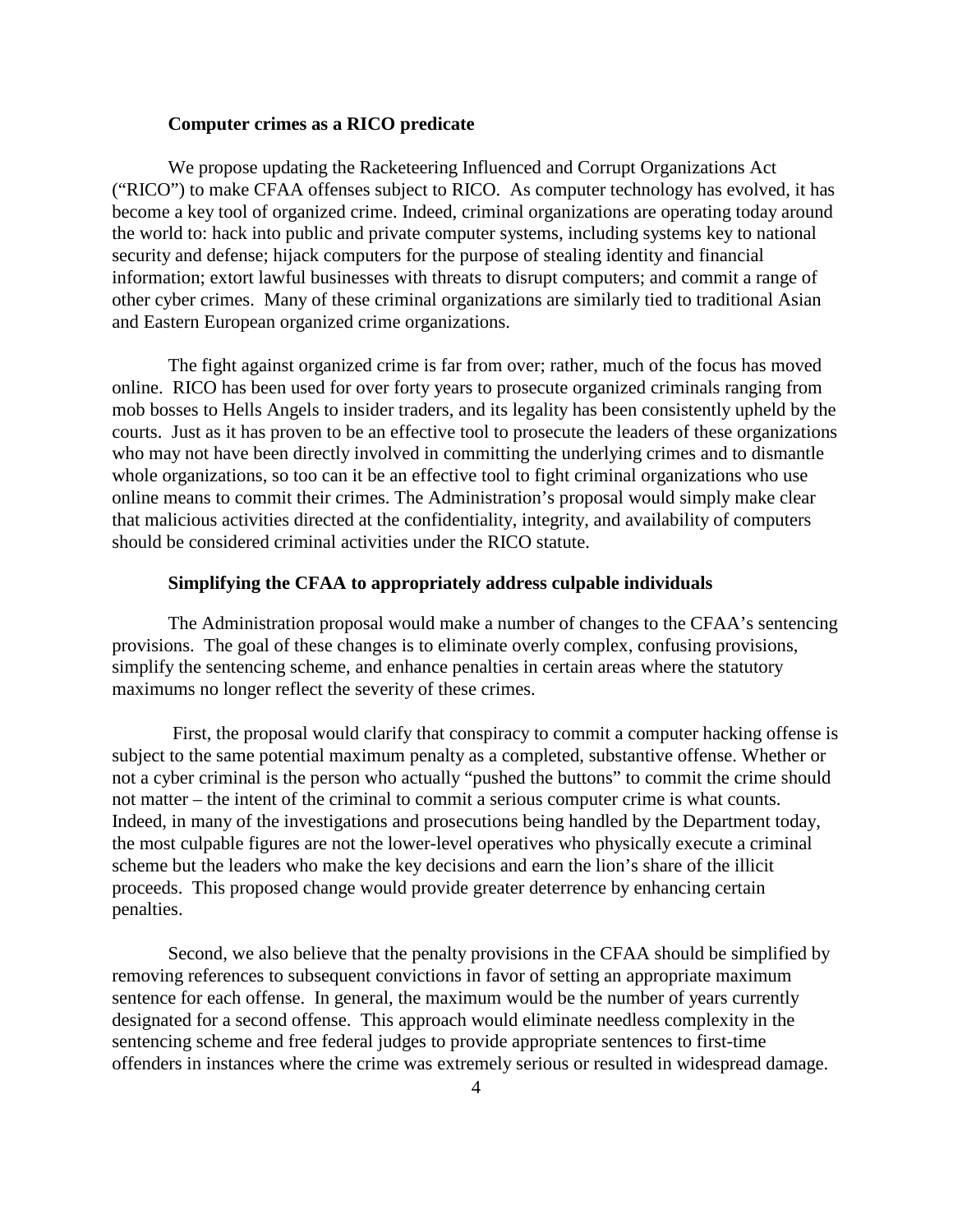**Computer crimes as a RICO predicate**

We propose updating the Racketeering Influenced and Corrupt Organizations Act ("RICO") to make CFAA offenses subject to RICO. As computer technology has evolved, it has become a key tool of organized crime. Indeed, criminal organizations are operating today around the world to: hack into public and private computer systems, including systems key to national security and defense; hijack computers for the purpose of stealing identity and financial information; extort lawful businesses with threats to disrupt computers; and commit a range of other cyber crimes. Many of these criminal organizations are similarly tied to traditional Asian and Eastern European organized crime organizations.

The fight against organized crime is far from over; rather, much of the focus has moved online. RICO has been used for over forty years to prosecute organized criminals ranging from mob bosses to Hells Angels to insider traders, and its legality has been consistently upheld by the courts. Just as it has proven to be an effective tool to prosecute the leaders of these organizations who may not have been directly involved in committing the underlying crimes and to dismantle whole organizations, so too can it be an effective tool to fight criminal organizations who use online means to commit their crimes. The Administration's proposal would simply make clear that malicious activities directed at the confidentiality, integrity, and availability of computers should be considered criminal activities under the RICO statute.

**Simplifying the CFAA to appropriately address culpable individuals**

The Administration proposal would make a number of changes to the CFAA's sentencing provisions. The goal of these changes is to eliminate overly complex, confusing provisions, simplify the sentencing scheme, and enhance penalties in certain areas where the statutory maximums no longer reflect the severity of these crimes.

First, the proposal would clarify that conspiracy to commit a computer hacking offense is subject to the same potential maximum penalty as a completed, substantive offense. Whether or not a cyber criminal is the person who actually "pushed the buttons" to commit the crime should not matter – the intent of the criminal to commit a serious computer crime is what counts. Indeed, in many of the investigations and prosecutions being handled by the Department today, the most culpable figures are not the lower-level operatives who physically execute a criminal scheme but the leaders who make the key decisions and earn the lion's share of the illicit proceeds. This proposed change would provide greater deterrence by enhancing certain penalties.

Second, we also believe that the penalty provisions in the CFAA should be simplified by removing references to subsequent convictions in favor of setting an appropriate maximum sentence for each offense. In general, the maximum would be the number of years currently designated for a second offense. This approach would eliminate needless complexity in the sentencing scheme and free federal judges to provide appropriate sentences to first-time offenders in instances where the crime was extremely serious or resulted in widespread damage.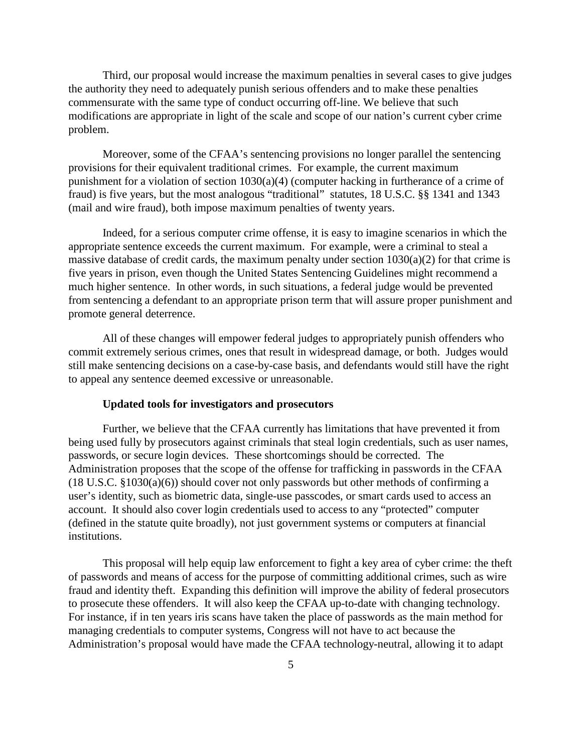Third, our proposal would increase the maximum penalties in several cases to give judges the authority they need to adequately punish serious offenders and to make these penalties commensurate with the same type of conduct occurring off-line. We believe that such modifications are appropriate in light of the scale and scope of our nation's current cyber crime problem.

Moreover, some of the CFAA's sentencing provisions no longer parallel the sentencing provisions for their equivalent traditional crimes. For example, the current maximum punishment for a violation of section 1030(a)(4) (computer hacking in furtherance of a crime of fraud) is five years, but the most analogous "traditional" statutes, 18 U.S.C. §§ 1341 and 1343 (mail and wire fraud), both impose maximum penalties of twenty years.

Indeed, for a serious computer crime offense, it is easy to imagine scenarios in which the appropriate sentence exceeds the current maximum. For example, were a criminal to steal a massive database of credit cards, the maximum penalty under section 1030(a)(2) for that crime is five years in prison, even though the United States Sentencing Guidelines might recommend a much higher sentence. In other words, in such situations, a federal judge would be prevented from sentencing a defendant to an appropriate prison term that will assure proper punishment and promote general deterrence.

All of these changes will empower federal judges to appropriately punish offenders who commit extremely serious crimes, ones that result in widespread damage, or both. Judges would still make sentencing decisions on a case-by-case basis, and defendants would still have the right to appeal any sentence deemed excessive or unreasonable.

**Updated tools for investigators and prosecutors**

Further, we believe that the CFAA currently has limitations that have prevented it from being used fully by prosecutors against criminals that steal login credentials, such as user names, passwords, or secure login devices. These shortcomings should be corrected. The Administration proposes that the scope of the offense for trafficking in passwords in the CFAA (18 U.S.C. §1030(a)(6)) should cover not only passwords but other methods of confirming a user's identity, such as biometric data, single-use passcodes, or smart cards used to access an account. It should also cover login credentials used to access to any "protected" computer (defined in the statute quite broadly), not just government systems or computers at financial institutions.

This proposal will help equip law enforcement to fight a key area of cyber crime: the theft of passwords and means of access for the purpose of committing additional crimes, such as wire fraud and identity theft. Expanding this definition will improve the ability of federal prosecutors to prosecute these offenders. It will also keep the CFAA up-to-date with changing technology. For instance, if in ten years iris scans have taken the place of passwords as the main method for managing credentials to computer systems, Congress will not have to act because the Administration's proposal would have made the CFAA technology-neutral, allowing it to adapt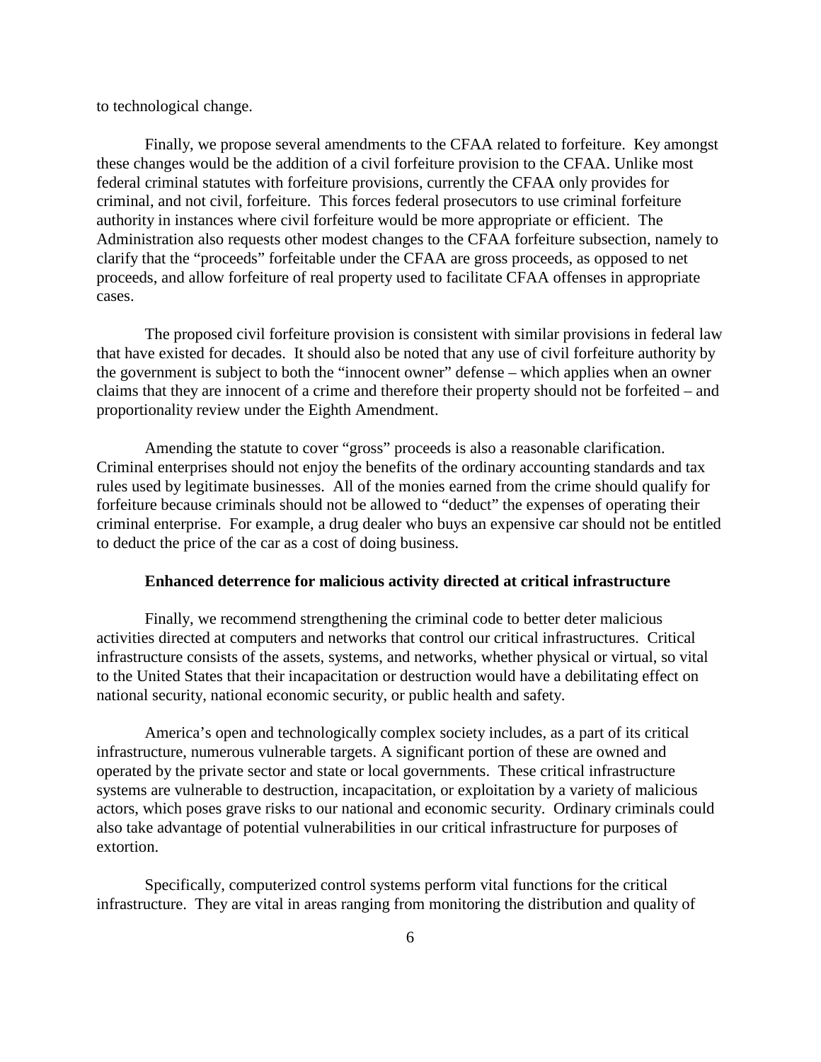to technological change.

Finally, we propose several amendments to the CFAA related to forfeiture. Key amongst these changes would be the addition of a civil forfeiture provision to the CFAA. Unlike most federal criminal statutes with forfeiture provisions, currently the CFAA only provides for criminal, and not civil, forfeiture. This forces federal prosecutors to use criminal forfeiture authority in instances where civil forfeiture would be more appropriate or efficient. The Administration also requests other modest changes to the CFAA forfeiture subsection, namely to clarify that the "proceeds" forfeitable under the CFAA are gross proceeds, as opposed to net proceeds, and allow forfeiture of real property used to facilitate CFAA offenses in appropriate cases.

The proposed civil forfeiture provision is consistent with similar provisions in federal law that have existed for decades. It should also be noted that any use of civil forfeiture authority by the government is subject to both the "innocent owner" defense – which applies when an owner claims that they are innocent of a crime and therefore their property should not be forfeited – and proportionality review under the Eighth Amendment.

Amending the statute to cover "gross" proceeds is also a reasonable clarification. Criminal enterprises should not enjoy the benefits of the ordinary accounting standards and tax rules used by legitimate businesses. All of the monies earned from the crime should qualify for forfeiture because criminals should not be allowed to "deduct" the expenses of operating their criminal enterprise. For example, a drug dealer who buys an expensive car should not be entitled to deduct the price of the car as a cost of doing business.

**Enhanced deterrence for malicious activity directed at critical infrastructure**

Finally, we recommend strengthening the criminal code to better deter malicious activities directed at computers and networks that control our critical infrastructures. Critical infrastructure consists of the assets, systems, and networks, whether physical or virtual, so vital to the United States that their incapacitation or destruction would have a debilitating effect on national security, national economic security, or public health and safety.

America's open and technologically complex society includes, as a part of its critical infrastructure, numerous vulnerable targets. A significant portion of these are owned and operated by the private sector and state or local governments. These critical infrastructure systems are vulnerable to destruction, incapacitation, or exploitation by a variety of malicious actors, which poses grave risks to our national and economic security. Ordinary criminals could also take advantage of potential vulnerabilities in our critical infrastructure for purposes of extortion.

Specifically, computerized control systems perform vital functions for the critical infrastructure. They are vital in areas ranging from monitoring the distribution and quality of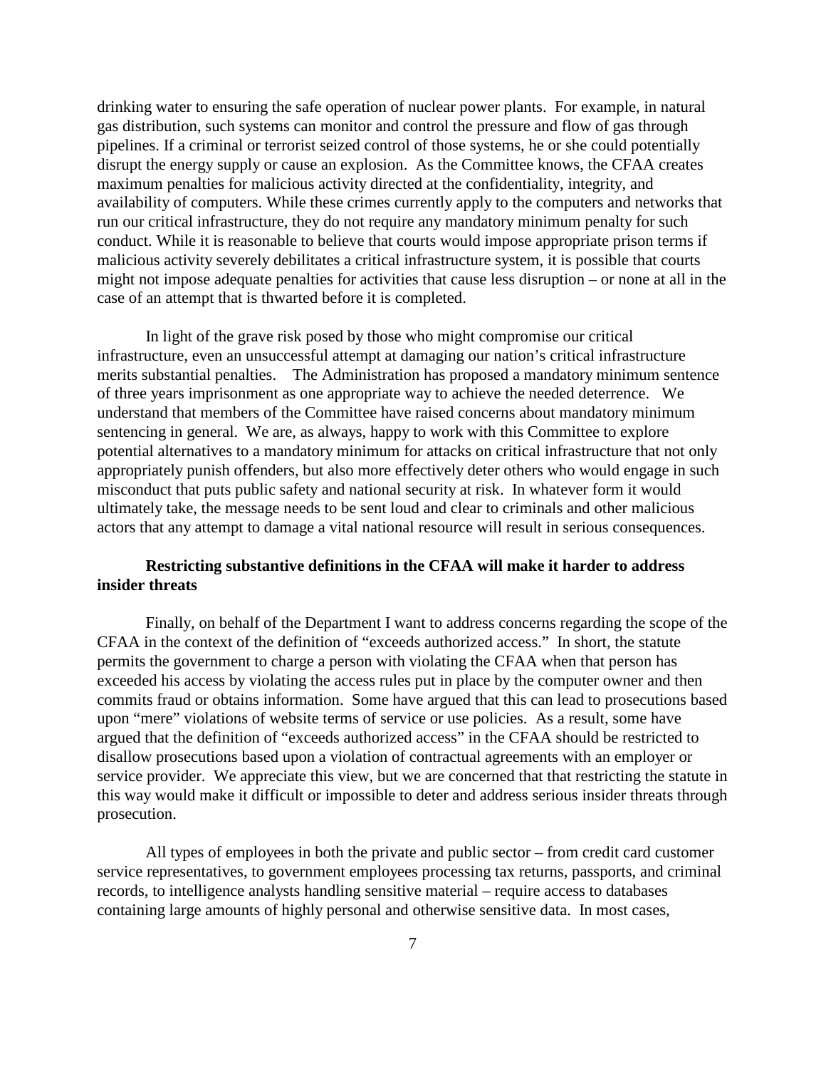drinking water to ensuring the safe operation of nuclear power plants. For example, in natural gas distribution, such systems can monitor and control the pressure and flow of gas through pipelines. If a criminal or terrorist seized control of those systems, he or she could potentially disrupt the energy supply or cause an explosion. As the Committee knows, the CFAA creates maximum penalties for malicious activity directed at the confidentiality, integrity, and availability of computers. While these crimes currently apply to the computers and networks that run our critical infrastructure, they do not require any mandatory minimum penalty for such conduct. While it is reasonable to believe that courts would impose appropriate prison terms if malicious activity severely debilitates a critical infrastructure system, it is possible that courts might not impose adequate penalties for activities that cause less disruption – or none at all in the case of an attempt that is thwarted before it is completed.

In light of the grave risk posed by those who might compromise our critical infrastructure, even an unsuccessful attempt at damaging our nation's critical infrastructure merits substantial penalties. The Administration has proposed a mandatory minimum sentence of three years imprisonment as one appropriate way to achieve the needed deterrence. We understand that members of the Committee have raised concerns about mandatory minimum sentencing in general. We are, as always, happy to work with this Committee to explore potential alternatives to a mandatory minimum for attacks on critical infrastructure that not only appropriately punish offenders, but also more effectively deter others who would engage in such misconduct that puts public safety and national security at risk. In whatever form it would ultimately take, the message needs to be sent loud and clear to criminals and other malicious actors that any attempt to damage a vital national resource will result in serious consequences.

**Restricting substantive definitions in the CFAA will make it harder to address insider threats**

Finally, on behalf of the Department I want to address concerns regarding the scope of the CFAA in the context of the definition of "exceeds authorized access." In short, the statute permits the government to charge a person with violating the CFAA when that person has exceeded his access by violating the access rules put in place by the computer owner and then commits fraud or obtains information. Some have argued that this can lead to prosecutions based upon "mere" violations of website terms of service or use policies. As a result, some have argued that the definition of "exceeds authorized access" in the CFAA should be restricted to disallow prosecutions based upon a violation of contractual agreements with an employer or service provider. We appreciate this view, but we are concerned that that restricting the statute in this way would make it difficult or impossible to deter and address serious insider threats through prosecution.

All types of employees in both the private and public sector – from credit card customer service representatives, to government employees processing tax returns, passports, and criminal records, to intelligence analysts handling sensitive material – require access to databases containing large amounts of highly personal and otherwise sensitive data. In most cases,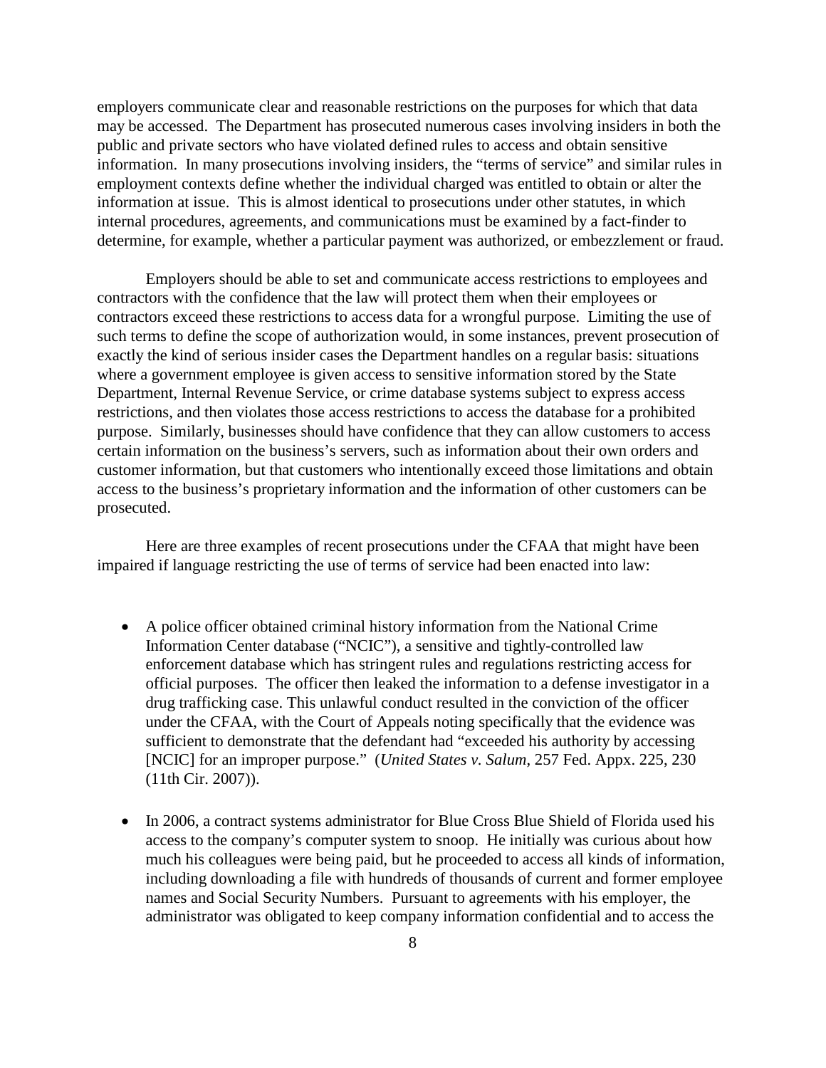employers communicate clear and reasonable restrictions on the purposes for which that data may be accessed. The Department has prosecuted numerous cases involving insiders in both the public and private sectors who have violated defined rules to access and obtain sensitive information. In many prosecutions involving insiders, the "terms of service" and similar rules in employment contexts define whether the individual charged was entitled to obtain or alter the information at issue. This is almost identical to prosecutions under other statutes, in which internal procedures, agreements, and communications must be examined by a fact-finder to determine, for example, whether a particular payment was authorized, or embezzlement or fraud.

Employers should be able to set and communicate access restrictions to employees and contractors with the confidence that the law will protect them when their employees or contractors exceed these restrictions to access data for a wrongful purpose. Limiting the use of such terms to define the scope of authorization would, in some instances, prevent prosecution of exactly the kind of serious insider cases the Department handles on a regular basis: situations where a government employee is given access to sensitive information stored by the State Department, Internal Revenue Service, or crime database systems subject to express access restrictions, and then violates those access restrictions to access the database for a prohibited purpose. Similarly, businesses should have confidence that they can allow customers to access certain information on the business's servers, such as information about their own orders and customer information, but that customers who intentionally exceed those limitations and obtain access to the business's proprietary information and the information of other customers can be prosecuted.

Here are three examples of recent prosecutions under the CFAA that might have been impaired if language restricting the use of terms of service had been enacted into law:

- A police officer obtained criminal history information from the National Crime Information Center database ("NCIC"), a sensitive and tightly-controlled law enforcement database which has stringent rules and regulations restricting access for official purposes. The officer then leaked the information to a defense investigator in a drug trafficking case. This unlawful conduct resulted in the conviction of the officer under the CFAA, with the Court of Appeals noting specifically that the evidence was sufficient to demonstrate that the defendant had "exceeded his authority by accessing [NCIC] for an improper purpose." (*United States v. Salum*, 257 Fed. Appx. 225, 230 (11th Cir. 2007)).

- In 2006, a contract systems administrator for Blue Cross Blue Shield of Florida used his access to the company's computer system to snoop. He initially was curious about how much his colleagues were being paid, but he proceeded to access all kinds of information, including downloading a file with hundreds of thousands of current and former employee names and Social Security Numbers. Pursuant to agreements with his employer, the administrator was obligated to keep company information confidential and to access the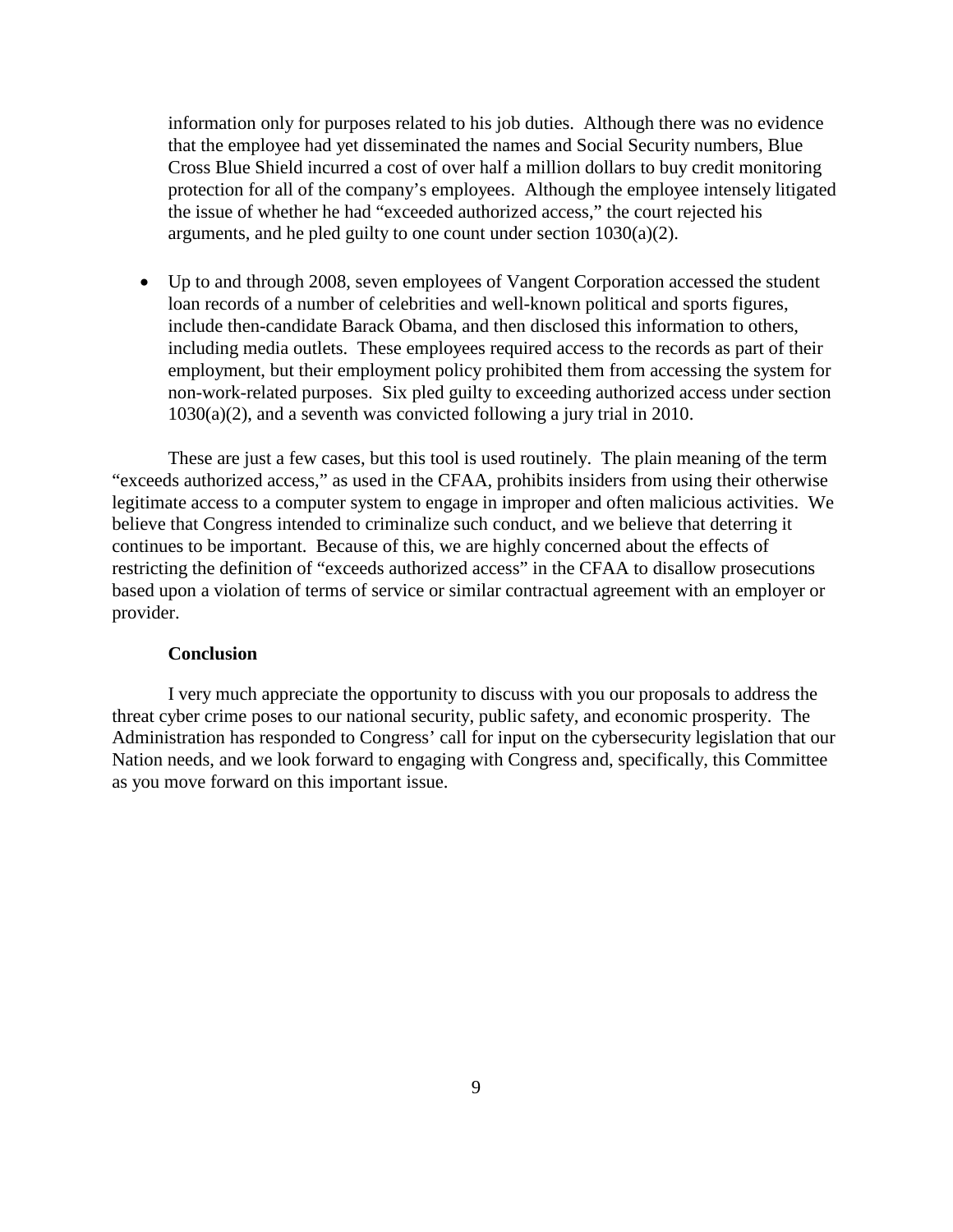information only for purposes related to his job duties. Although there was no evidence that the employee had yet disseminated the names and Social Security numbers, Blue Cross Blue Shield incurred a cost of over half a million dollars to buy credit monitoring protection for all of the company's employees. Although the employee intensely litigated the issue of whether he had "exceeded authorized access," the court rejected his arguments, and he pled guilty to one count under section 1030(a)(2).

- Up to and through 2008, seven employees of Vangent Corporation accessed the student loan records of a number of celebrities and well-known political and sports figures, include then-candidate Barack Obama, and then disclosed this information to others, including media outlets. These employees required access to the records as part of their employment, but their employment policy prohibited them from accessing the system for non-work-related purposes. Six pled guilty to exceeding authorized access under section 1030(a)(2), and a seventh was convicted following a jury trial in 2010.

These are just a few cases, but this tool is used routinely. The plain meaning of the term "exceeds authorized access," as used in the CFAA, prohibits insiders from using their otherwise legitimate access to a computer system to engage in improper and often malicious activities. We believe that Congress intended to criminalize such conduct, and we believe that deterring it continues to be important. Because of this, we are highly concerned about the effects of restricting the definition of "exceeds authorized access" in the CFAA to disallow prosecutions based upon a violation of terms of service or similar contractual agreement with an employer or provider.

**Conclusion**

I very much appreciate the opportunity to discuss with you our proposals to address the threat cyber crime poses to our national security, public safety, and economic prosperity. The Administration has responded to Congress' call for input on the cybersecurity legislation that our Nation needs, and we look forward to engaging with Congress and, specifically, this Committee as you move forward on this important issue.